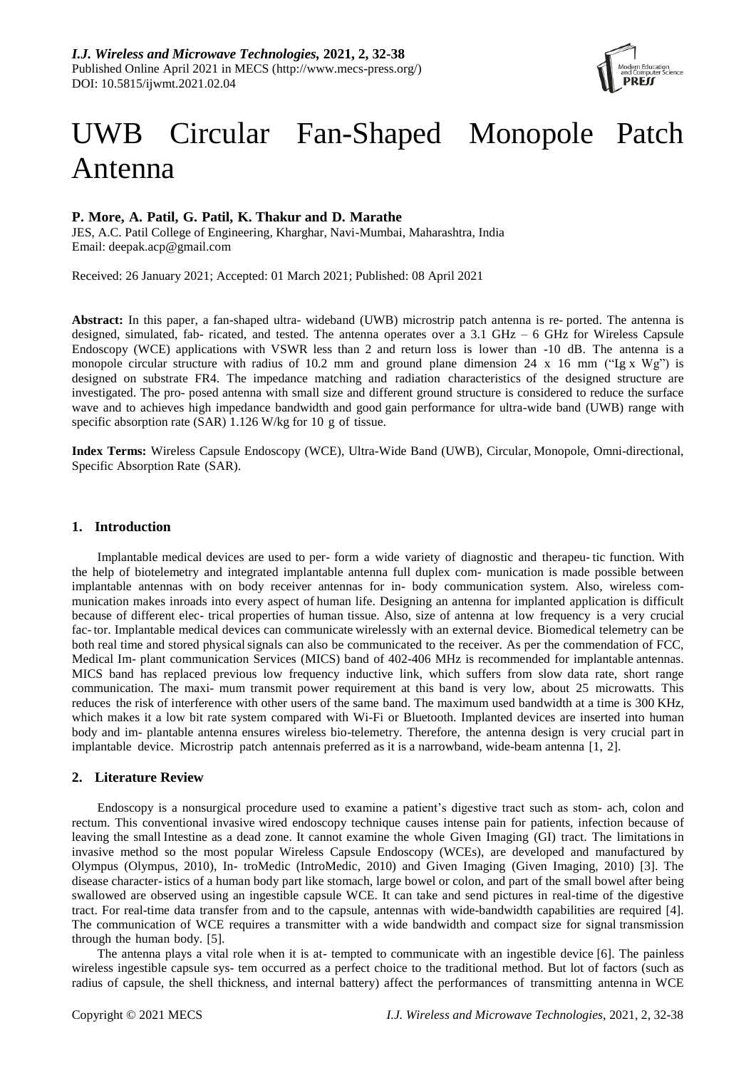# UWB Circular Fan-Shaped Monopole Patch Antenna

**P. More, A. Patil, G. Patil, K. Thakur and D. Marathe**

JES, A.C. Patil College of Engineering, Kharghar, Navi-Mumbai, Maharashtra, India
Email: deepak.acp@gmail.com

Received: 26 January 2021; Accepted: 01 March 2021; Published: 08 April 2021

**Abstract:** In this paper, a fan-shaped ultra- wideband (UWB) microstrip patch antenna is re- ported. The antenna is designed, simulated, fab- ricated, and tested. The antenna operates over a 3.1 GHz – 6 GHz for Wireless Capsule Endoscopy (WCE) applications with VSWR less than 2 and return loss is lower than -10 dB. The antenna is a monopole circular structure with radius of 10.2 mm and ground plane dimension 24 x 16 mm ("Ig x Wg") is designed on substrate FR4. The impedance matching and radiation characteristics of the designed structure are investigated. The pro- posed antenna with small size and different ground structure is considered to reduce the surface wave and to achieves high impedance bandwidth and good gain performance for ultra-wide band (UWB) range with specific absorption rate (SAR) 1.126 W/kg for 10 g of tissue.

**Index Terms:** Wireless Capsule Endoscopy (WCE), Ultra-Wide Band (UWB), Circular, Monopole, Omni-directional, Specific Absorption Rate (SAR).

## 1. Introduction

Implantable medical devices are used to per- form a wide variety of diagnostic and therapeu- tic function. With the help of biotelemetry and integrated implantable antenna full duplex com- munication is made possible between implantable antennas with on body receiver antennas for in- body communication system. Also, wireless com- munication makes inroads into every aspect of human life. Designing an antenna for implanted application is difficult because of different elec- trical properties of human tissue. Also, size of antenna at low frequency is a very crucial fac- tor. Implantable medical devices can communicate wirelessly with an external device. Biomedical telemetry can be both real time and stored physical signals can also be communicated to the receiver. As per the commendation of FCC, Medical Im- plant communication Services (MICS) band of 402-406 MHz is recommended for implantable antennas. MICS band has replaced previous low frequency inductive link, which suffers from slow data rate, short range communication. The maxi- mum transmit power requirement at this band is very low, about 25 microwatts. This reduces the risk of interference with other users of the same band. The maximum used bandwidth at a time is 300 KHz, which makes it a low bit rate system compared with Wi-Fi or Bluetooth. Implanted devices are inserted into human body and im- plantable antenna ensures wireless bio-telemetry. Therefore, the antenna design is very crucial part in implantable device. Microstrip patch antennais preferred as it is a narrowband, wide-beam antenna [1, 2].

## 2. Literature Review

Endoscopy is a nonsurgical procedure used to examine a patient's digestive tract such as stom- ach, colon and rectum. This conventional invasive wired endoscopy technique causes intense pain for patients, infection because of leaving the small Intestine as a dead zone. It cannot examine the whole Given Imaging (GI) tract. The limitations in invasive method so the most popular Wireless Capsule Endoscopy (WCEs), are developed and manufactured by Olympus (Olympus, 2010), In- troMedic (IntroMedic, 2010) and Given Imaging (Given Imaging, 2010) [3]. The disease character- istics of a human body part like stomach, large bowel or colon, and part of the small bowel after being swallowed are observed using an ingestible capsule WCE. It can take and send pictures in real-time of the digestive tract. For real-time data transfer from and to the capsule, antennas with wide-bandwidth capabilities are required [4]. The communication of WCE requires a transmitter with a wide bandwidth and compact size for signal transmission through the human body. [5].

The antenna plays a vital role when it is at- tempted to communicate with an ingestible device [6]. The painless wireless ingestible capsule sys- tem occurred as a perfect choice to the traditional method. But lot of factors (such as radius of capsule, the shell thickness, and internal battery) affect the performances of transmitting antenna in WCE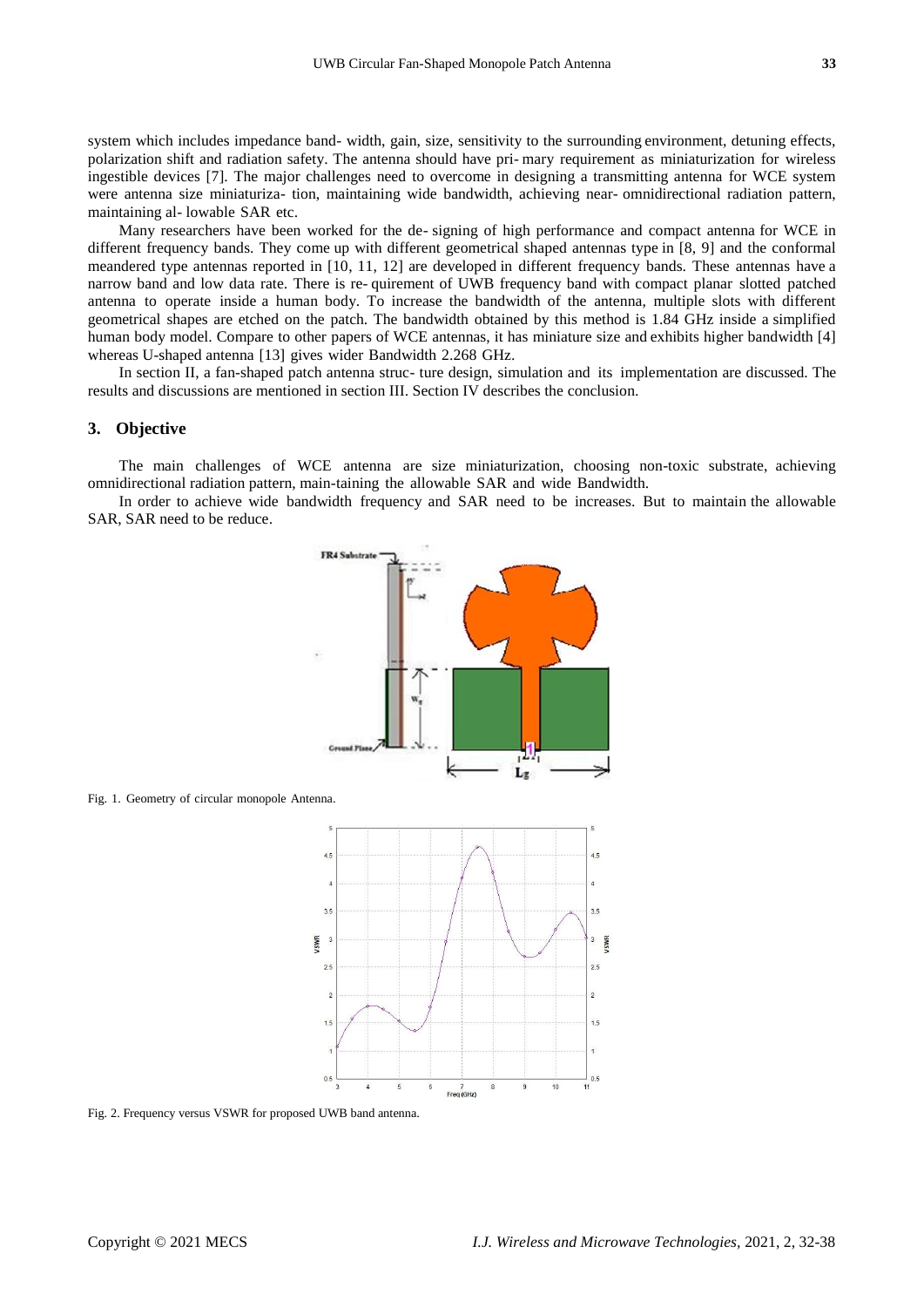system which includes impedance band- width, gain, size, sensitivity to the surrounding environment, detuning effects, polarization shift and radiation safety. The antenna should have pri- mary requirement as miniaturization for wireless ingestible devices [7]. The major challenges need to overcome in designing a transmitting antenna for WCE system were antenna size miniaturiza- tion, maintaining wide bandwidth, achieving near- omnidirectional radiation pattern, maintaining al- lowable SAR etc.

Many researchers have been worked for the de- signing of high performance and compact antenna for WCE in different frequency bands. They come up with different geometrical shaped antennas type in [8, 9] and the conformal meandered type antennas reported in [10, 11, 12] are developed in different frequency bands. These antennas have a narrow band and low data rate. There is re- quirement of UWB frequency band with compact planar slotted patched antenna to operate inside a human body. To increase the bandwidth of the antenna, multiple slots with different geometrical shapes are etched on the patch. The bandwidth obtained by this method is 1.84 GHz inside a simplified human body model. Compare to other papers of WCE antennas, it has miniature size and exhibits higher bandwidth [4] whereas U-shaped antenna [13] gives wider Bandwidth 2.268 GHz.

In section II, a fan-shaped patch antenna struc- ture design, simulation and its implementation are discussed. The results and discussions are mentioned in section III. Section IV describes the conclusion.

## 3. Objective

The main challenges of WCE antenna are size miniaturization, choosing non-toxic substrate, achieving omnidirectional radiation pattern, main-taining the allowable SAR and wide Bandwidth.

In order to achieve wide bandwidth frequency and SAR need to be increases. But to maintain the allowable SAR, SAR need to be reduce.

Fig. 1. Geometry of circular monopole Antenna.

Fig. 2. Frequency versus VSWR for proposed UWB band antenna.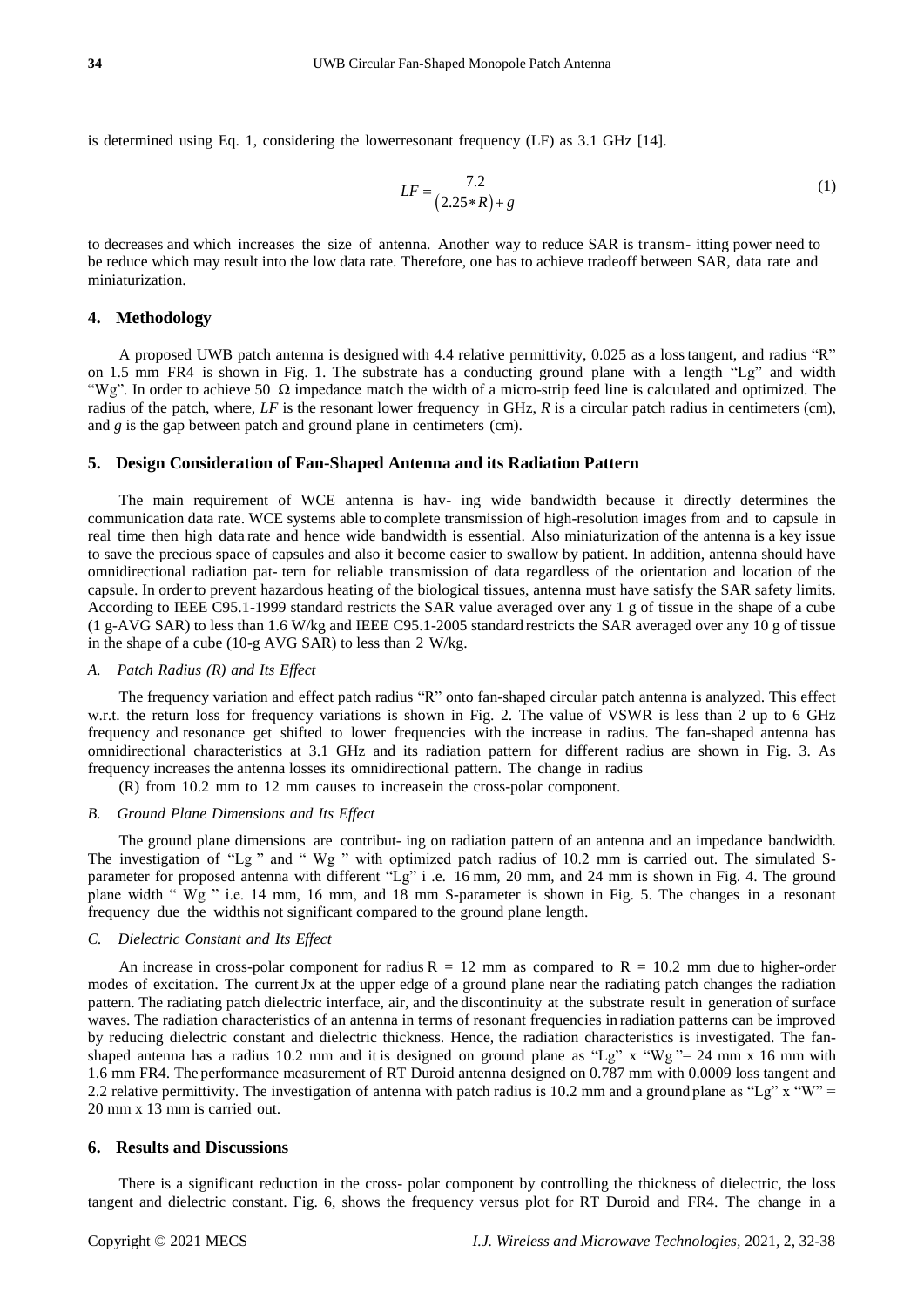is determined using Eq. 1, considering the lowerresonant frequency (LF) as 3.1 GHz [14].

$$LF = \frac{7.2}{(2.25 * R) + g} \tag{1}$$

to decreases and which increases the size of antenna. Another way to reduce SAR is transm- itting power need to be reduce which may result into the low data rate. Therefore, one has to achieve tradeoff between SAR, data rate and miniaturization.

## 4. Methodology

A proposed UWB patch antenna is designed with 4.4 relative permittivity, 0.025 as a loss tangent, and radius "R" on 1.5 mm FR4 is shown in Fig. 1. The substrate has a conducting ground plane with a length "Lg" and width "Wg". In order to achieve 50 Ω impedance match the width of a micro-strip feed line is calculated and optimized. The radius of the patch, where, *LF* is the resonant lower frequency in GHz, *R* is a circular patch radius in centimeters (cm), and *g* is the gap between patch and ground plane in centimeters (cm).

## 5. Design Consideration of Fan-Shaped Antenna and its Radiation Pattern

The main requirement of WCE antenna is hav- ing wide bandwidth because it directly determines the communication data rate. WCE systems able to complete transmission of high-resolution images from and to capsule in real time then high data rate and hence wide bandwidth is essential. Also miniaturization of the antenna is a key issue to save the precious space of capsules and also it become easier to swallow by patient. In addition, antenna should have omnidirectional radiation pat- tern for reliable transmission of data regardless of the orientation and location of the capsule. In order to prevent hazardous heating of the biological tissues, antenna must have satisfy the SAR safety limits. According to IEEE C95.1-1999 standard restricts the SAR value averaged over any 1 g of tissue in the shape of a cube (1 g-AVG SAR) to less than 1.6 W/kg and IEEE C95.1-2005 standard restricts the SAR averaged over any 10 g of tissue in the shape of a cube (10-g AVG SAR) to less than 2 W/kg.

### *A. Patch Radius (R) and Its Effect*

The frequency variation and effect patch radius "R" onto fan-shaped circular patch antenna is analyzed. This effect w.r.t. the return loss for frequency variations is shown in Fig. 2. The value of VSWR is less than 2 up to 6 GHz frequency and resonance get shifted to lower frequencies with the increase in radius. The fan-shaped antenna has omnidirectional characteristics at 3.1 GHz and its radiation pattern for different radius are shown in Fig. 3. As frequency increases the antenna losses its omnidirectional pattern. The change in radius

(R) from 10.2 mm to 12 mm causes to increasein the cross-polar component.

### *B. Ground Plane Dimensions and Its Effect*

The ground plane dimensions are contribut- ing on radiation pattern of an antenna and an impedance bandwidth. The investigation of "Lg " and " Wg " with optimized patch radius of 10.2 mm is carried out. The simulated S-parameter for proposed antenna with different "Lg" i .e. 16 mm, 20 mm, and 24 mm is shown in Fig. 4. The ground plane width " Wg " i.e. 14 mm, 16 mm, and 18 mm S-parameter is shown in Fig. 5. The changes in a resonant frequency due the widthis not significant compared to the ground plane length.

### *C. Dielectric Constant and Its Effect*

An increase in cross-polar component for radius R = 12 mm as compared to R = 10.2 mm due to higher-order modes of excitation. The current Jx at the upper edge of a ground plane near the radiating patch changes the radiation pattern. The radiating patch dielectric interface, air, and the discontinuity at the substrate result in generation of surface waves. The radiation characteristics of an antenna in terms of resonant frequencies in radiation patterns can be improved by reducing dielectric constant and dielectric thickness. Hence, the radiation characteristics is investigated. The fan-shaped antenna has a radius 10.2 mm and it is designed on ground plane as "Lg" x "Wg "= 24 mm x 16 mm with 1.6 mm FR4. The performance measurement of RT Duroid antenna designed on 0.787 mm with 0.0009 loss tangent and 2.2 relative permittivity. The investigation of antenna with patch radius is 10.2 mm and a ground plane as "Lg" x "W" = 20 mm x 13 mm is carried out.

## 6. Results and Discussions

There is a significant reduction in the cross- polar component by controlling the thickness of dielectric, the loss tangent and dielectric constant. Fig. 6, shows the frequency versus plot for RT Duroid and FR4. The change in a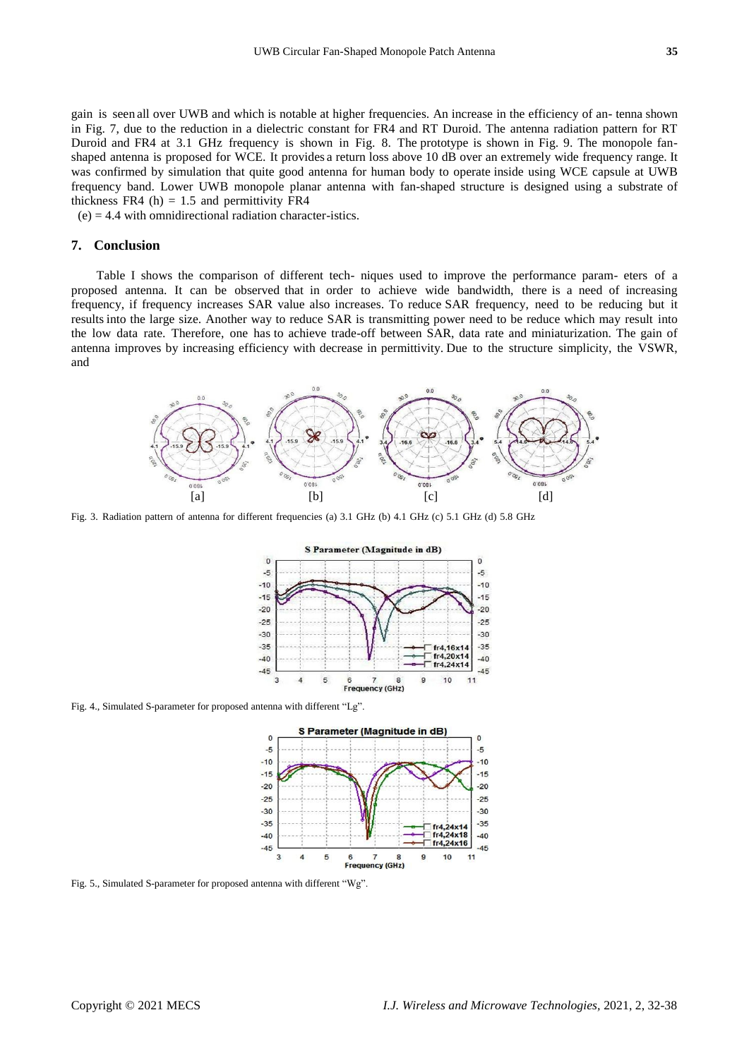gain is seen all over UWB and which is notable at higher frequencies. An increase in the efficiency of an- tenna shown in Fig. 7, due to the reduction in a dielectric constant for FR4 and RT Duroid. The antenna radiation pattern for RT Duroid and FR4 at 3.1 GHz frequency is shown in Fig. 8. The prototype is shown in Fig. 9. The monopole fan-shaped antenna is proposed for WCE. It provides a return loss above 10 dB over an extremely wide frequency range. It was confirmed by simulation that quite good antenna for human body to operate inside using WCE capsule at UWB frequency band. Lower UWB monopole planar antenna with fan-shaped structure is designed using a substrate of thickness FR4 (h) = 1.5 and permittivity FR4 (e) = 4.4 with omnidirectional radiation character-istics.

## 7. Conclusion

Table I shows the comparison of different tech- niques used to improve the performance param- eters of a proposed antenna. It can be observed that in order to achieve wide bandwidth, there is a need of increasing frequency, if frequency increases SAR value also increases. To reduce SAR frequency, need to be reducing but it results into the large size. Another way to reduce SAR is transmitting power need to be reduce which may result into the low data rate. Therefore, one has to achieve trade-off between SAR, data rate and miniaturization. The gain of antenna improves by increasing efficiency with decrease in permittivity. Due to the structure simplicity, the VSWR, and

Fig. 3. Radiation pattern of antenna for different frequencies (a) 3.1 GHz (b) 4.1 GHz (c) 5.1 GHz (d) 5.8 GHz

Fig. 4., Simulated S-parameter for proposed antenna with different "Lg".

Fig. 5., Simulated S-parameter for proposed antenna with different "Wg".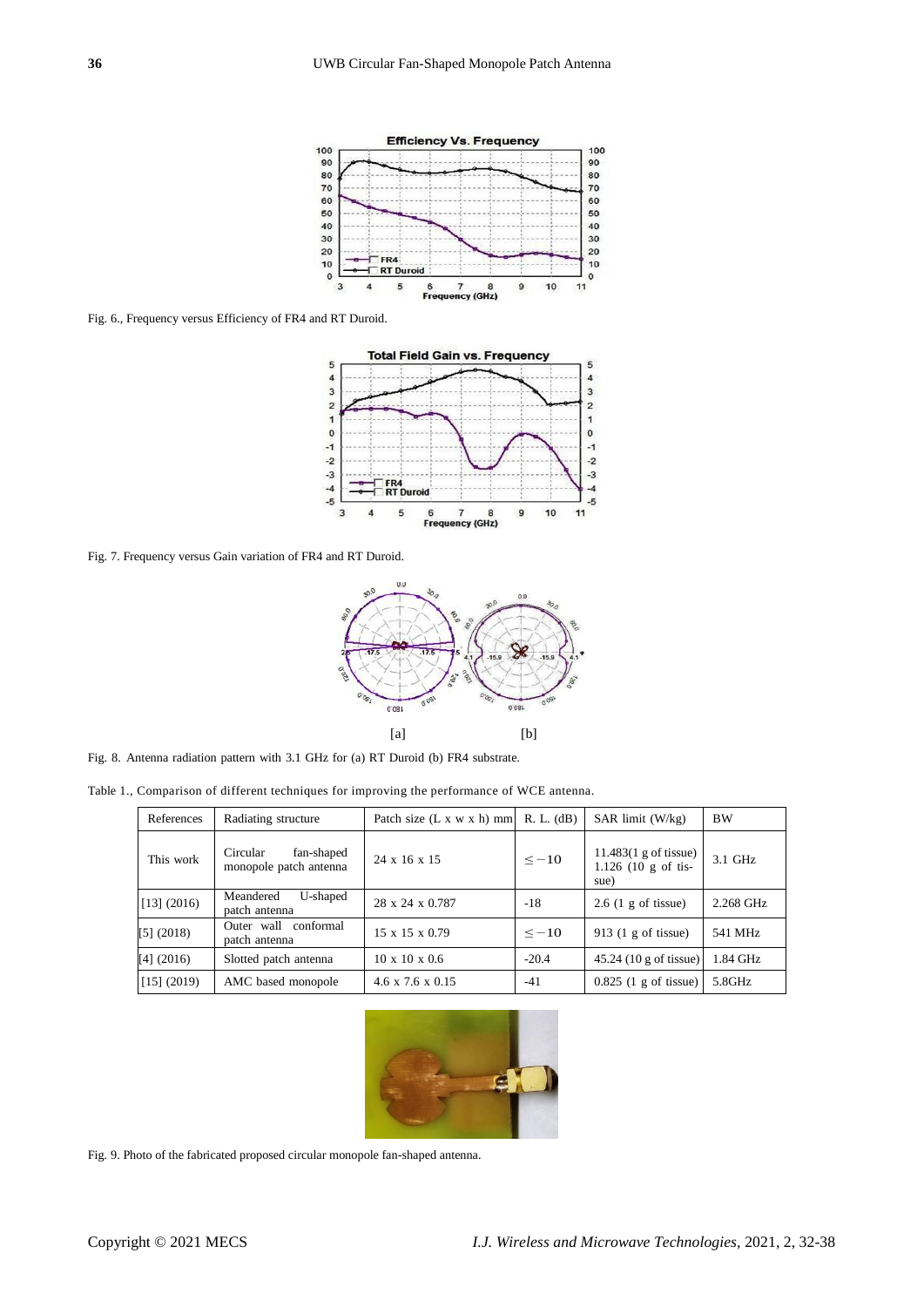Fig. 6., Frequency versus Efficiency of FR4 and RT Duroid.

Fig. 7. Frequency versus Gain variation of FR4 and RT Duroid.

[a] [b]

Fig. 8. Antenna radiation pattern with 3.1 GHz for (a) RT Duroid (b) FR4 substrate.

Table 1., Comparison of different techniques for improving the performance of WCE antenna.

| References | Radiating structure | Patch size (L x w x h) mm | R. L. (dB) | SAR limit (W/kg) | BW |
|---|---|---|---|---|---|
| This work | Circular fan-shaped monopole patch antenna | 24 x 16 x 15 | $\leq -10$ | 11.483(1 g of tissue) 1.126 (10 g of tissue) | 3.1 GHz |
| [13] (2016) | Meandered U-shaped patch antenna | 28 x 24 x 0.787 | -18 | 2.6 (1 g of tissue) | 2.268 GHz |
| [5] (2018) | Outer wall conformal patch antenna | 15 x 15 x 0.79 | $\leq -10$ | 913 (1 g of tissue) | 541 MHz |
| [4] (2016) | Slotted patch antenna | 10 x 10 x 0.6 | -20.4 | 45.24 (10 g of tissue) | 1.84 GHz |
| [15] (2019) | AMC based monopole | 4.6 x 7.6 x 0.15 | -41 | 0.825 (1 g of tissue) | 5.8GHz |

Fig. 9. Photo of the fabricated proposed circular monopole fan-shaped antenna.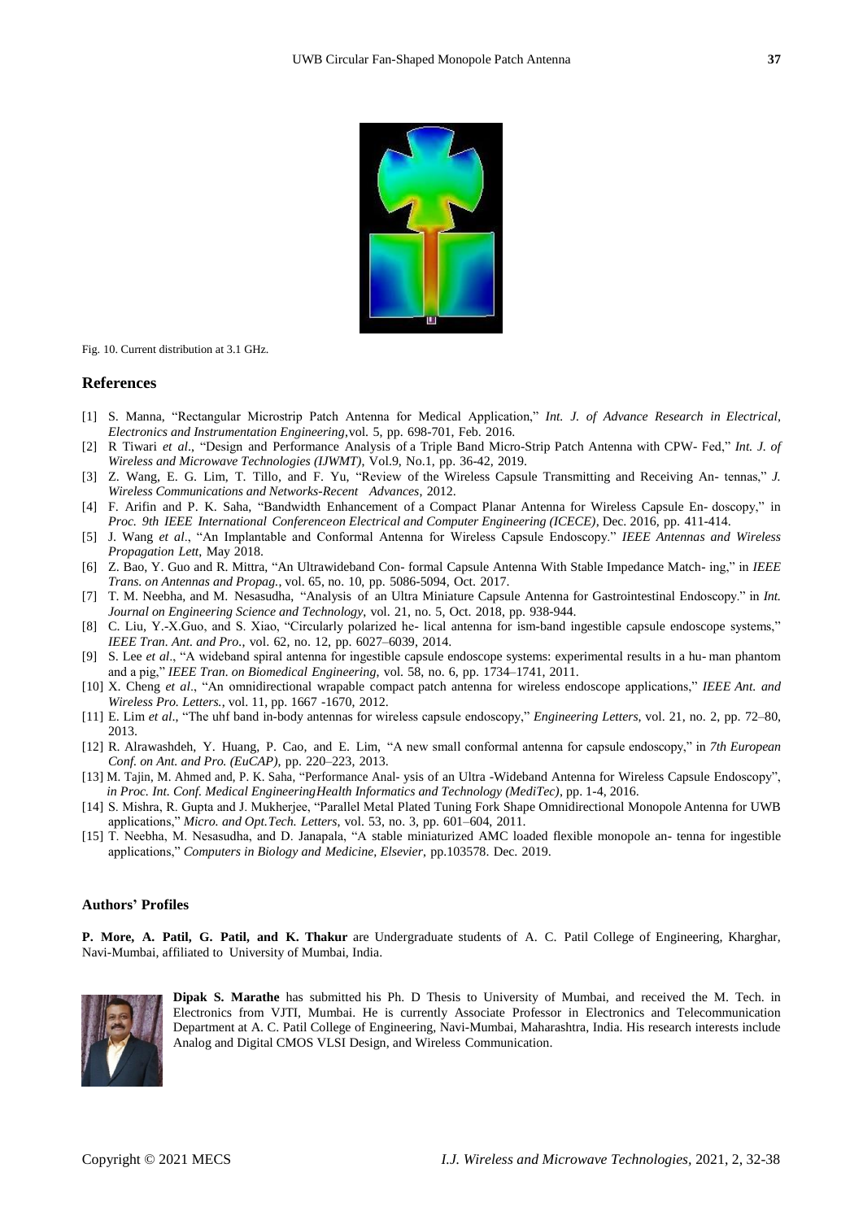Fig. 10. Current distribution at 3.1 GHz.

## References

[1] S. Manna, "Rectangular Microstrip Patch Antenna for Medical Application," *Int. J. of Advance Research in Electrical, Electronics and Instrumentation Engineering*,vol. 5, pp. 698-701, Feb. 2016.

[2] R Tiwari *et al*., "Design and Performance Analysis of a Triple Band Micro-Strip Patch Antenna with CPW- Fed," *Int. J. of Wireless and Microwave Technologies (IJWMT)*, Vol.9, No.1, pp. 36-42, 2019.

[3] Z. Wang, E. G. Lim, T. Tillo, and F. Yu, "Review of the Wireless Capsule Transmitting and Receiving An- tennas," *J. Wireless Communications and Networks-Recent Advances*, 2012.

[4] F. Arifin and P. K. Saha, "Bandwidth Enhancement of a Compact Planar Antenna for Wireless Capsule En- doscopy," in *Proc. 9th IEEE International Conferenceon Electrical and Computer Engineering (ICECE)*, Dec. 2016, pp. 411-414.

[5] J. Wang *et al*., "An Implantable and Conformal Antenna for Wireless Capsule Endoscopy." *IEEE Antennas and Wireless Propagation Lett*, May 2018.

[6] Z. Bao, Y. Guo and R. Mittra, "An Ultrawideband Con- formal Capsule Antenna With Stable Impedance Match- ing," in *IEEE Trans. on Antennas and Propag.*, vol. 65, no. 10, pp. 5086-5094, Oct. 2017.

[7] T. M. Neebha, and M. Nesasudha, "Analysis of an Ultra Miniature Capsule Antenna for Gastrointestinal Endoscopy." in *Int. Journal on Engineering Science and Technology*, vol. 21, no. 5, Oct. 2018, pp. 938-944.

[8] C. Liu, Y.-X.Guo, and S. Xiao, "Circularly polarized he- lical antenna for ism-band ingestible capsule endoscope systems," *IEEE Tran. Ant. and Pro.*, vol. 62, no. 12, pp. 6027–6039, 2014.

[9] S. Lee *et al*., "A wideband spiral antenna for ingestible capsule endoscope systems: experimental results in a hu- man phantom and a pig," *IEEE Tran. on Biomedical Engineering*, vol. 58, no. 6, pp. 1734–1741, 2011.

[10] X. Cheng *et al*., "An omnidirectional wrapable compact patch antenna for wireless endoscope applications," *IEEE Ant. and Wireless Pro. Letters.*, vol. 11, pp. 1667 -1670, 2012.

[11] E. Lim *et al*., "The uhf band in-body antennas for wireless capsule endoscopy," *Engineering Letters*, vol. 21, no. 2, pp. 72–80, 2013.

[12] R. Alrawashdeh, Y. Huang, P. Cao, and E. Lim, "A new small conformal antenna for capsule endoscopy," in *7th European Conf. on Ant. and Pro. (EuCAP)*, pp. 220–223, 2013.

[13] M. Tajin, M. Ahmed and, P. K. Saha, "Performance Anal- ysis of an Ultra -Wideband Antenna for Wireless Capsule Endoscopy", *in Proc. Int. Conf. Medical EngineeringHealth Informatics and Technology (MediTec)*, pp. 1-4, 2016.

[14] S. Mishra, R. Gupta and J. Mukherjee, "Parallel Metal Plated Tuning Fork Shape Omnidirectional Monopole Antenna for UWB applications," *Micro. and Opt.Tech. Letters*, vol. 53, no. 3, pp. 601–604, 2011.

[15] T. Neebha, M. Nesasudha, and D. Janapala, "A stable miniaturized AMC loaded flexible monopole an- tenna for ingestible applications," *Computers in Biology and Medicine, Elsevier*, pp.103578. Dec. 2019.

### Authors' Profiles

**P. More, A. Patil, G. Patil, and K. Thakur** are Undergraduate students of A. C. Patil College of Engineering, Kharghar, Navi-Mumbai, affiliated to University of Mumbai, India.

**Dipak S. Marathe** has submitted his Ph. D Thesis to University of Mumbai, and received the M. Tech. in Electronics from VJTI, Mumbai. He is currently Associate Professor in Electronics and Telecommunication Department at A. C. Patil College of Engineering, Navi-Mumbai, Maharashtra, India. His research interests include Analog and Digital CMOS VLSI Design, and Wireless Communication.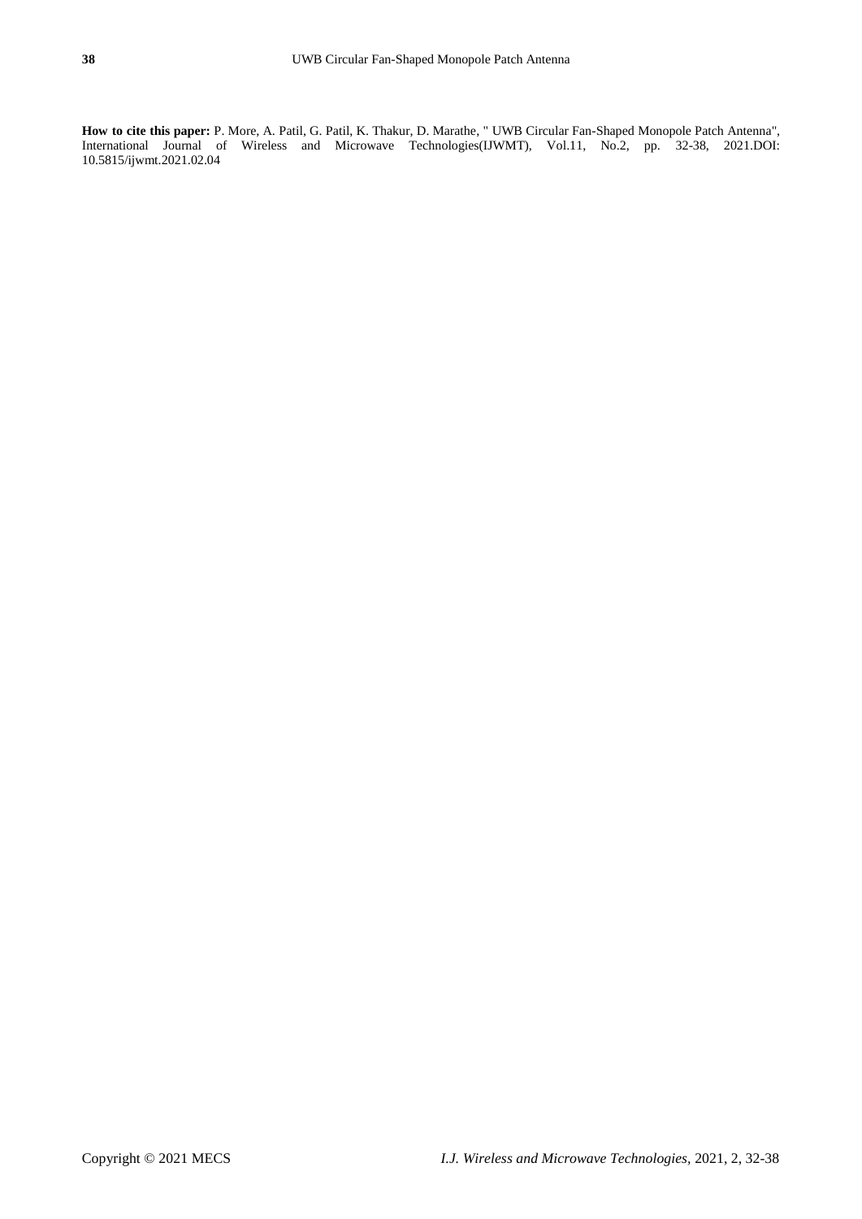**How to cite this paper:** P. More, A. Patil, G. Patil, K. Thakur, D. Marathe, " UWB Circular Fan-Shaped Monopole Patch Antenna", International Journal of Wireless and Microwave Technologies(IJWMT), Vol.11, No.2, pp. 32-38, 2021.DOI: 10.5815/ijwmt.2021.02.04